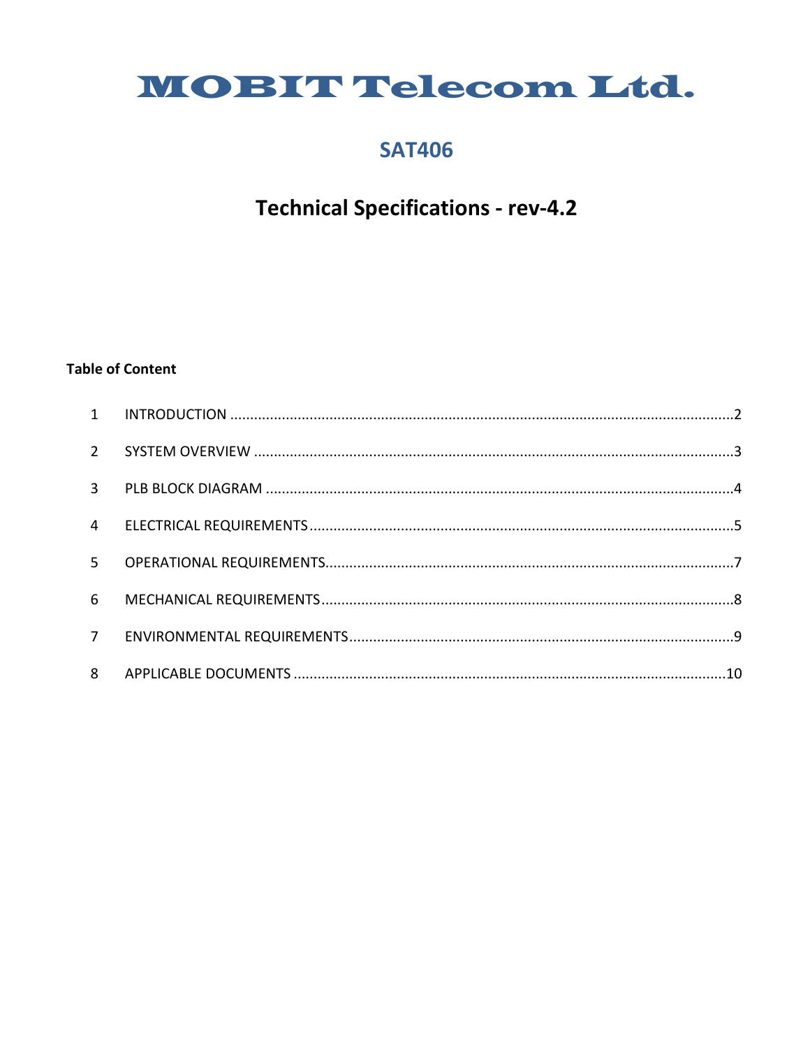# MOBIT Telecom Ltd.

## SAT406

## Technical Specifications - rev-4.2

**Table of Content**

| | | |
|---|---|---|
| 1 | INTRODUCTION | 2 |
| 2 | SYSTEM OVERVIEW | 3 |
| 3 | PLB BLOCK DIAGRAM | 4 |
| 4 | ELECTRICAL REQUIREMENTS | 5 |
| 5 | OPERATIONAL REQUIREMENTS | 7 |
| 6 | MECHANICAL REQUIREMENTS | 8 |
| 7 | ENVIRONMENTAL REQUIREMENTS | 9 |
| 8 | APPLICABLE DOCUMENTS | 10 |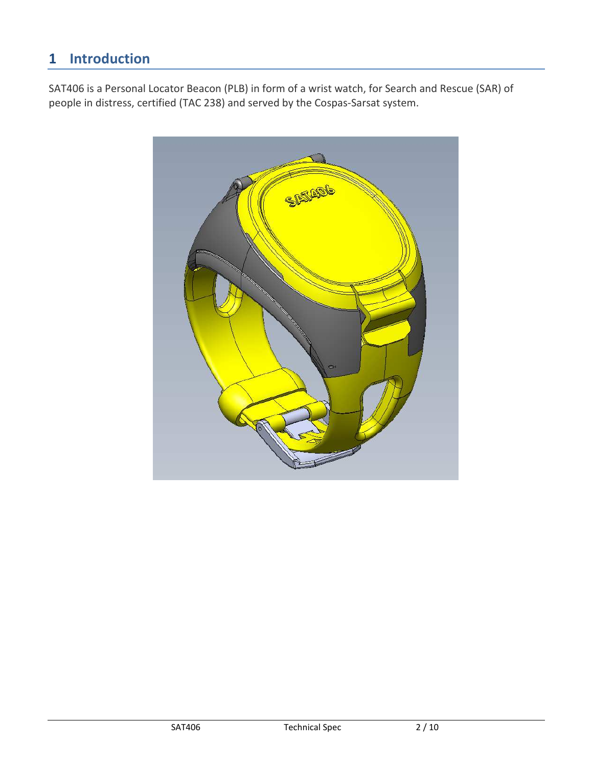# 1 Introduction

SAT406 is a Personal Locator Beacon (PLB) in form of a wrist watch, for Search and Rescue (SAR) of people in distress, certified (TAC 238) and served by the Cospas-Sarsat system.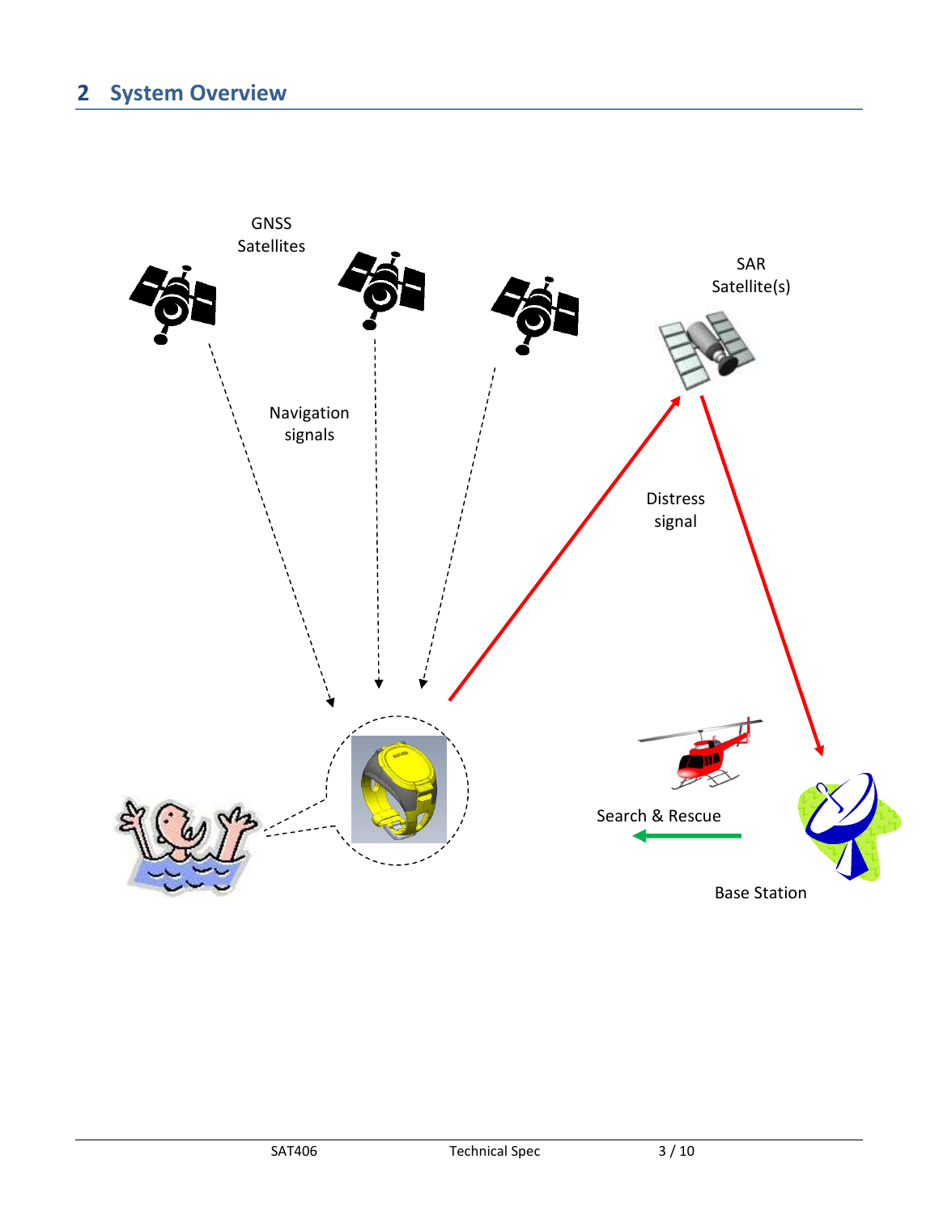## 2 System Overview

GNSS Satellites

SAR Satellite(s)

Navigation signals

Distress signal

Search & Rescue

Base Station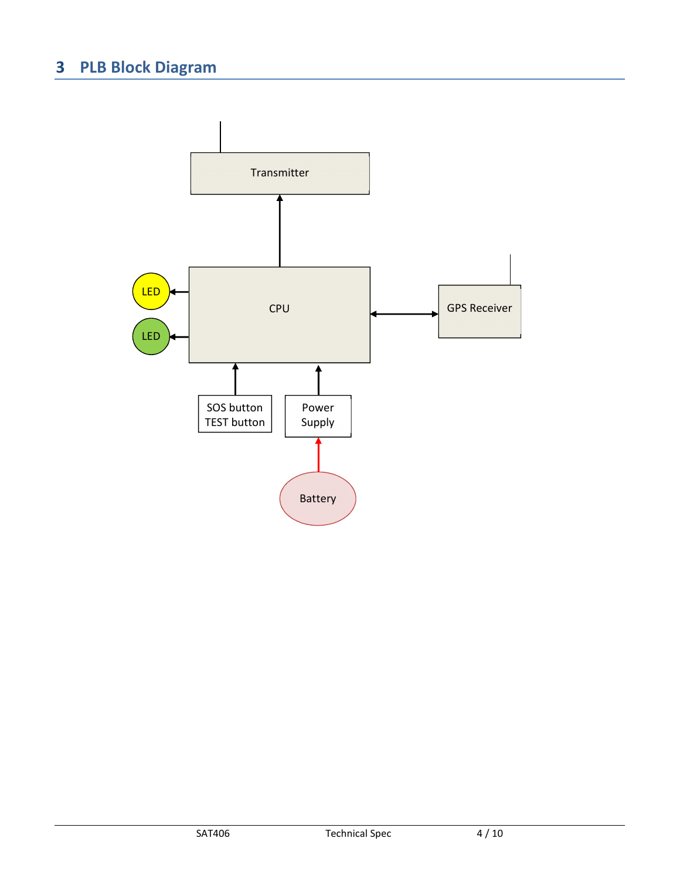# 3 PLB Block Diagram

Transmitter

LED

CPU

GPS Receiver

LED

SOS button
TEST button

Power
Supply

Battery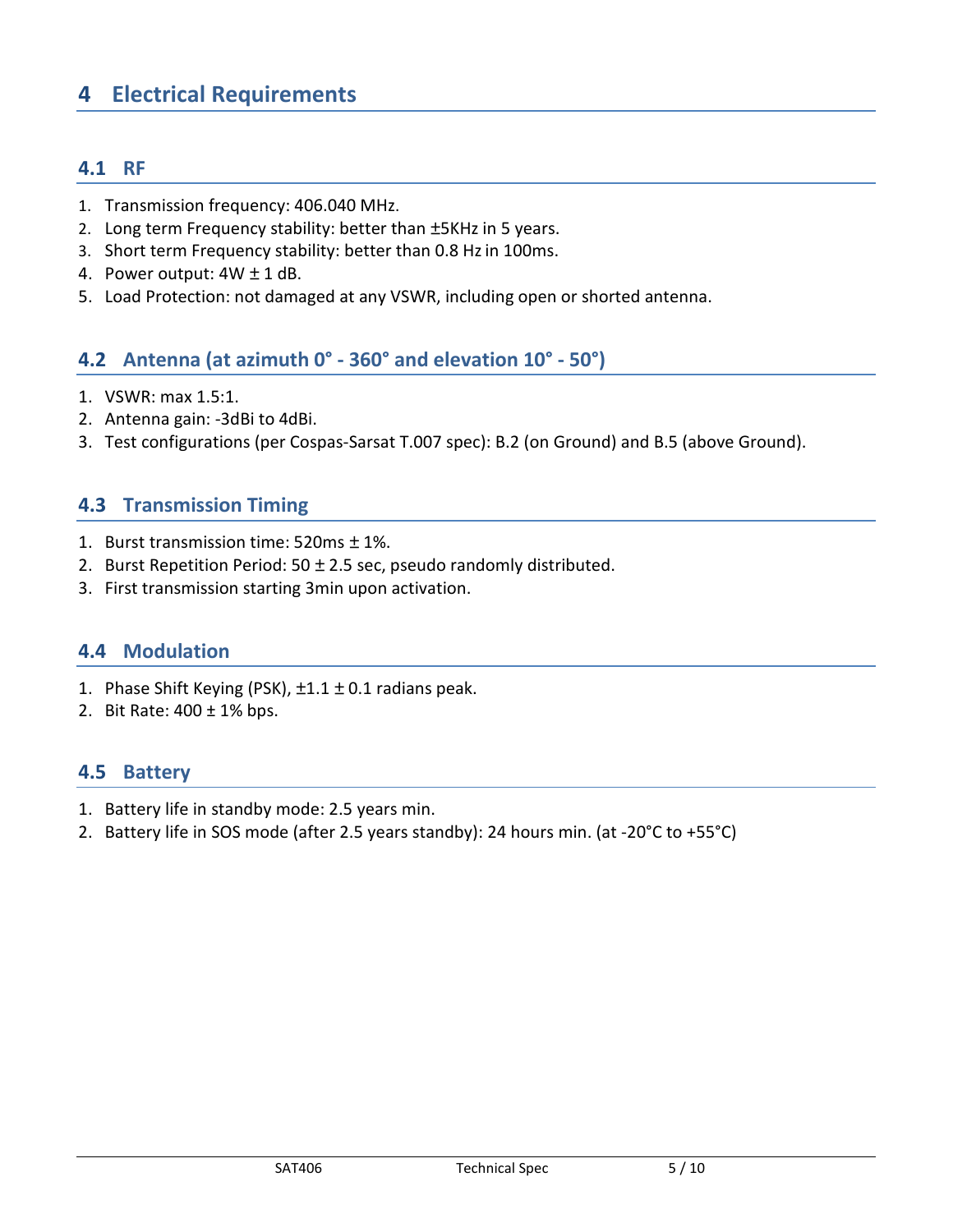# 4 Electrical Requirements

## 4.1 RF

1. Transmission frequency: 406.040 MHz.
2. Long term Frequency stability: better than ±5KHz in 5 years.
3. Short term Frequency stability: better than 0.8 Hz in 100ms.
4. Power output: 4W ± 1 dB.
5. Load Protection: not damaged at any VSWR, including open or shorted antenna.

## 4.2 Antenna (at azimuth 0° - 360° and elevation 10° - 50°)

1. VSWR: max 1.5:1.
2. Antenna gain: -3dBi to 4dBi.
3. Test configurations (per Cospas-Sarsat T.007 spec): B.2 (on Ground) and B.5 (above Ground).

## 4.3 Transmission Timing

1. Burst transmission time: 520ms ± 1%.
2. Burst Repetition Period: 50 ± 2.5 sec, pseudo randomly distributed.
3. First transmission starting 3min upon activation.

## 4.4 Modulation

1. Phase Shift Keying (PSK), ±1.1 ± 0.1 radians peak.
2. Bit Rate: 400 ± 1% bps.

## 4.5 Battery

1. Battery life in standby mode: 2.5 years min.
2. Battery life in SOS mode (after 2.5 years standby): 24 hours min. (at -20°C to +55°C)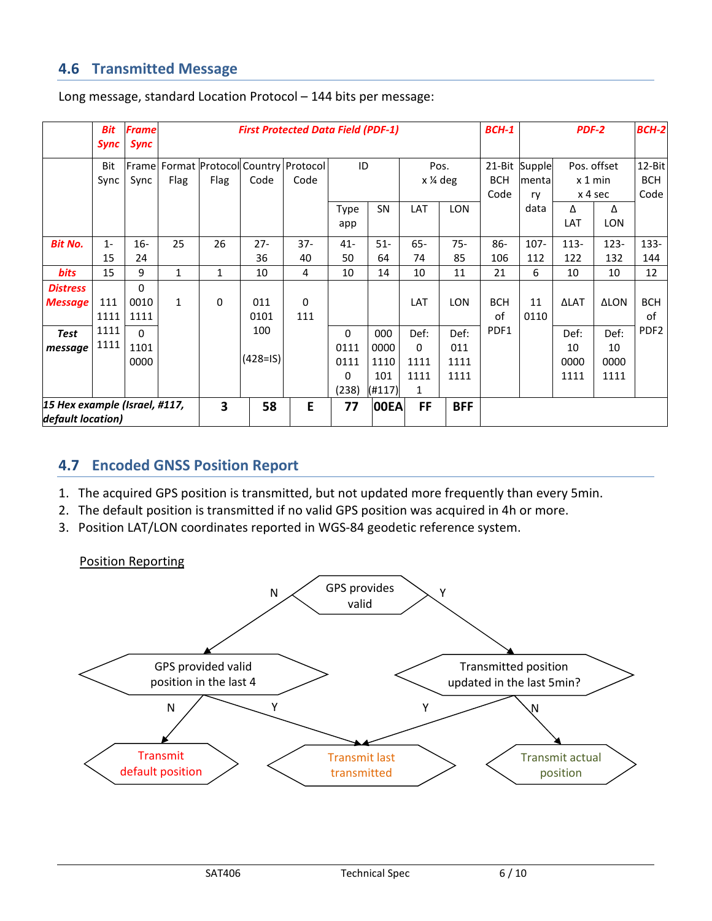## 4.6 Transmitted Message

Long message, standard Location Protocol – 144 bits per message:

| | Bit Sync | Frame Sync | First Protected Data Field (PDF-1) | | | | | | | | BCH-1 | PDF-2 | | | BCH-2 |
|---|---|---|---|---|---|---|---|---|---|---|---|---|---|---|---|
| | Bit Sync | Frame Sync | Format Flag | Protocol Flag | Country Code | Protocol Code | ID | | Pos. x ¼ deg | | 21-Bit BCH Code | Supplementary data | Pos. offset x 1 min x 4 sec | | 12-Bit BCH Code |
| | | | | | | | Type app | SN | LAT | LON | | | Δ LAT | Δ LON | |
| **Bit No.** | 1-15 | 16-24 | 25 | 26 | 27-36 | 37-40 | 41-50 | 51-64 | 65-74 | 75-85 | 86-106 | 107-112 | 113-122 | 123-132 | 133-144 |
| **bits** | 15 | 9 | 1 | 1 | 10 | 4 | 10 | 14 | 10 | 11 | 21 | 6 | 10 | 10 | 12 |
| **Distress Message** | 111 1111 | 0 0010 1111 | 1 | 0 | 011 0101 100 (428=IS) | 0 111 | | | LAT | LON | BCH of PDF1 | 11 0110 | ΔLAT | ΔLON | BCH of PDF2 |
| **Test message** | 1111 1111 | 0 1101 0000 | | | | | 0 0111 0111 0 (238) | 000 0000 1110 101 (#117) | Def: 0 1111 1111 1 | Def: 011 1111 1111 | | | Def: 10 0000 1111 | Def: 10 0000 1111 | |
| ***15 Hex example (Israel, #117, default location)*** | | | | 3 | 58 | E | 77 | 00EA | FF | BFF | | | | | |

## 4.7 Encoded GNSS Position Report

1. The acquired GPS position is transmitted, but not updated more frequently than every 5min.
2. The default position is transmitted if no valid GPS position was acquired in 4h or more.
3. Position LAT/LON coordinates reported in WGS-84 geodetic reference system.

Position Reporting

- GPS provides valid?
  - N → GPS provided valid position in the last 4?
    - N → Transmit default position
    - Y → Transmit last transmitted
  - Y → Transmitted position updated in the last 5min?
    - Y → Transmit last transmitted
    - N → Transmit actual position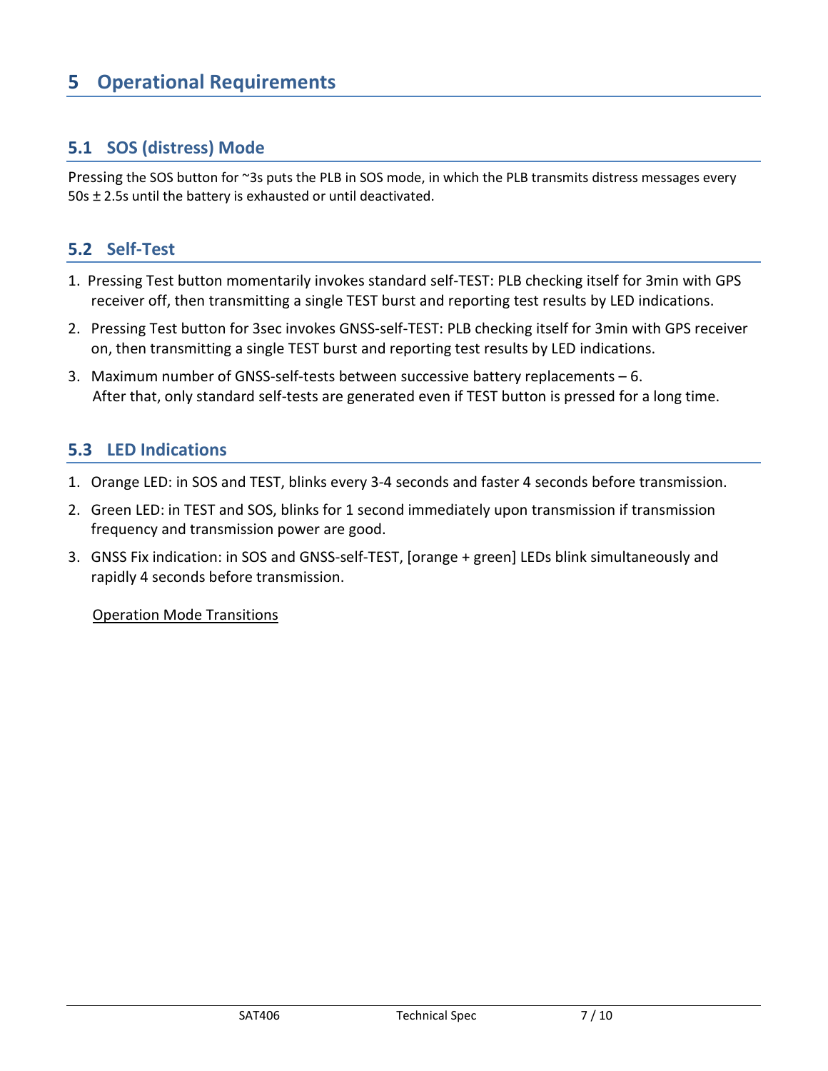# 5 Operational Requirements

## 5.1 SOS (distress) Mode

Pressing the SOS button for ~3s puts the PLB in SOS mode, in which the PLB transmits distress messages every 50s ± 2.5s until the battery is exhausted or until deactivated.

## 5.2 Self-Test

1. Pressing Test button momentarily invokes standard self-TEST: PLB checking itself for 3min with GPS receiver off, then transmitting a single TEST burst and reporting test results by LED indications.
2. Pressing Test button for 3sec invokes GNSS-self-TEST: PLB checking itself for 3min with GPS receiver on, then transmitting a single TEST burst and reporting test results by LED indications.
3. Maximum number of GNSS-self-tests between successive battery replacements – 6.
   After that, only standard self-tests are generated even if TEST button is pressed for a long time.

## 5.3 LED Indications

1. Orange LED: in SOS and TEST, blinks every 3-4 seconds and faster 4 seconds before transmission.
2. Green LED: in TEST and SOS, blinks for 1 second immediately upon transmission if transmission frequency and transmission power are good.
3. GNSS Fix indication: in SOS and GNSS-self-TEST, [orange + green] LEDs blink simultaneously and rapidly 4 seconds before transmission.

<u>Operation Mode Transitions</u>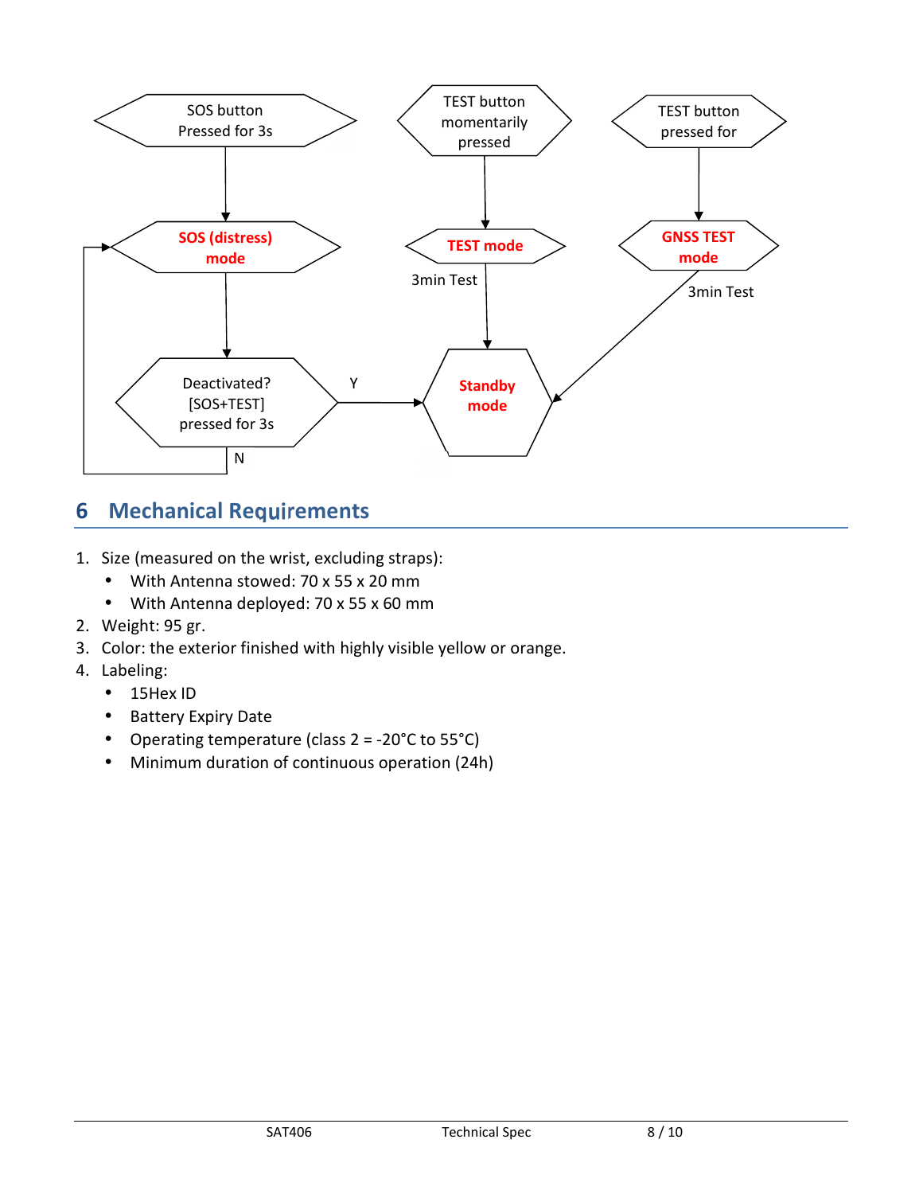SOS button Pressed for 3s → **SOS (distress) mode** → Deactivated? [SOS+TEST] pressed for 3s — Y → **Standby mode**; N → back to **SOS (distress) mode**

TEST button momentarily pressed → **TEST mode** — 3min Test → **Standby mode**

TEST button pressed for → **GNSS TEST mode** — 3min Test → **Standby mode**

## 6 Mechanical Requirements

1. Size (measured on the wrist, excluding straps):
   - With Antenna stowed: 70 x 55 x 20 mm
   - With Antenna deployed: 70 x 55 x 60 mm
2. Weight: 95 gr.
3. Color: the exterior finished with highly visible yellow or orange.
4. Labeling:
   - 15Hex ID
   - Battery Expiry Date
   - Operating temperature (class 2 = -20°C to 55°C)
   - Minimum duration of continuous operation (24h)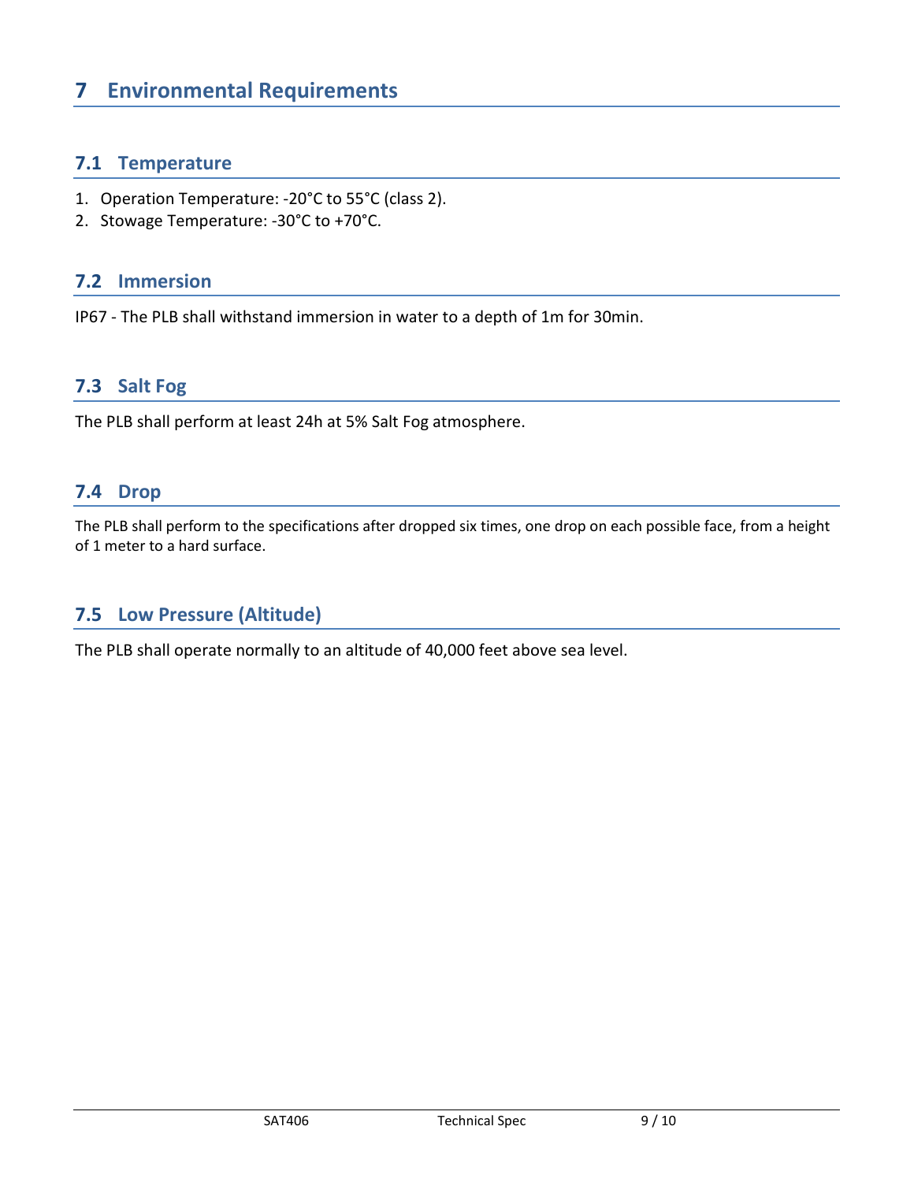# 7 Environmental Requirements

## 7.1 Temperature

1. Operation Temperature: -20°C to 55°C (class 2).
2. Stowage Temperature: -30°C to +70°C.

## 7.2 Immersion

IP67 - The PLB shall withstand immersion in water to a depth of 1m for 30min.

## 7.3 Salt Fog

The PLB shall perform at least 24h at 5% Salt Fog atmosphere.

## 7.4 Drop

The PLB shall perform to the specifications after dropped six times, one drop on each possible face, from a height of 1 meter to a hard surface.

## 7.5 Low Pressure (Altitude)

The PLB shall operate normally to an altitude of 40,000 feet above sea level.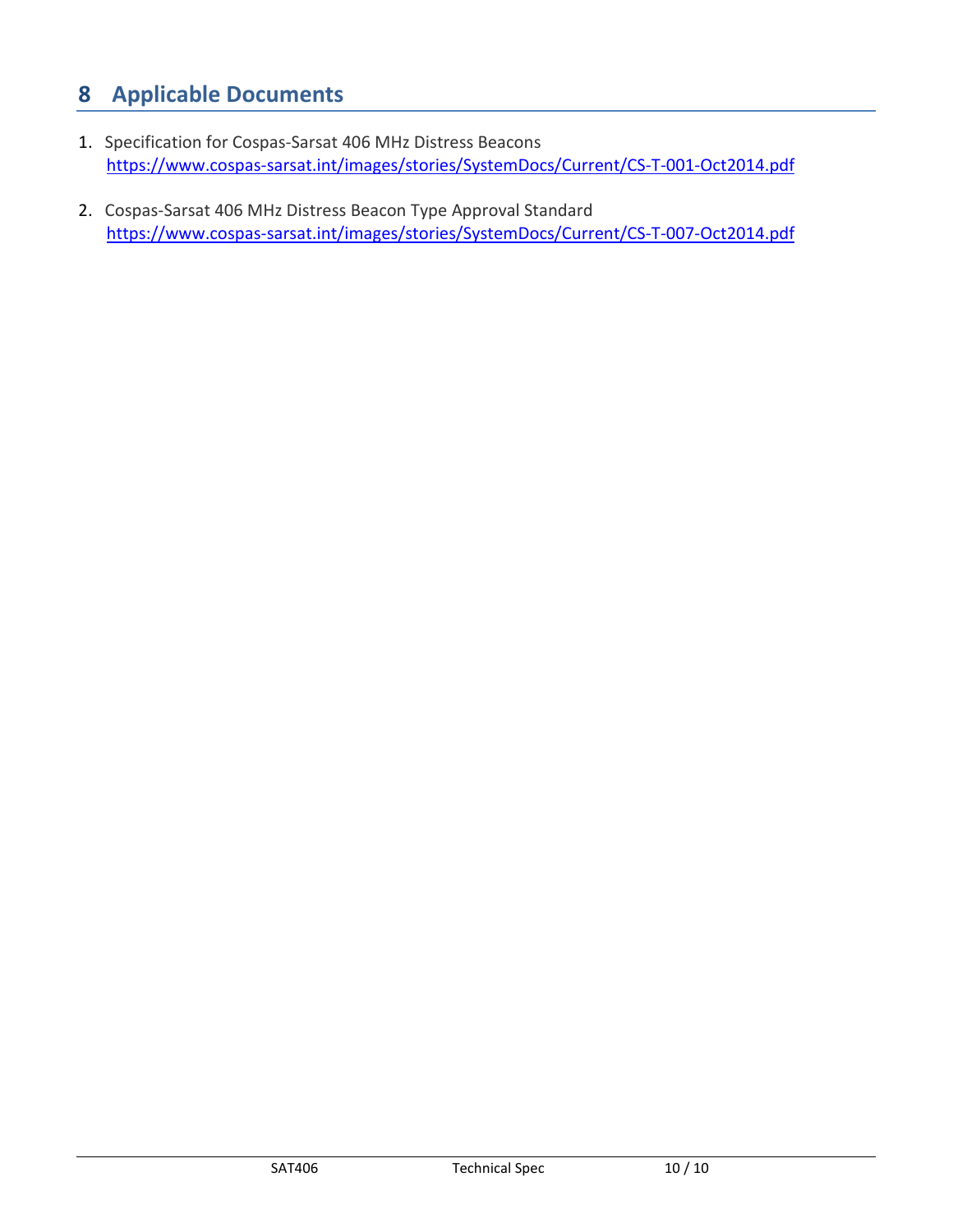## 8 Applicable Documents

1. Specification for Cospas-Sarsat 406 MHz Distress Beacons
   https://www.cospas-sarsat.int/images/stories/SystemDocs/Current/CS-T-001-Oct2014.pdf

2. Cospas-Sarsat 406 MHz Distress Beacon Type Approval Standard
   https://www.cospas-sarsat.int/images/stories/SystemDocs/Current/CS-T-007-Oct2014.pdf